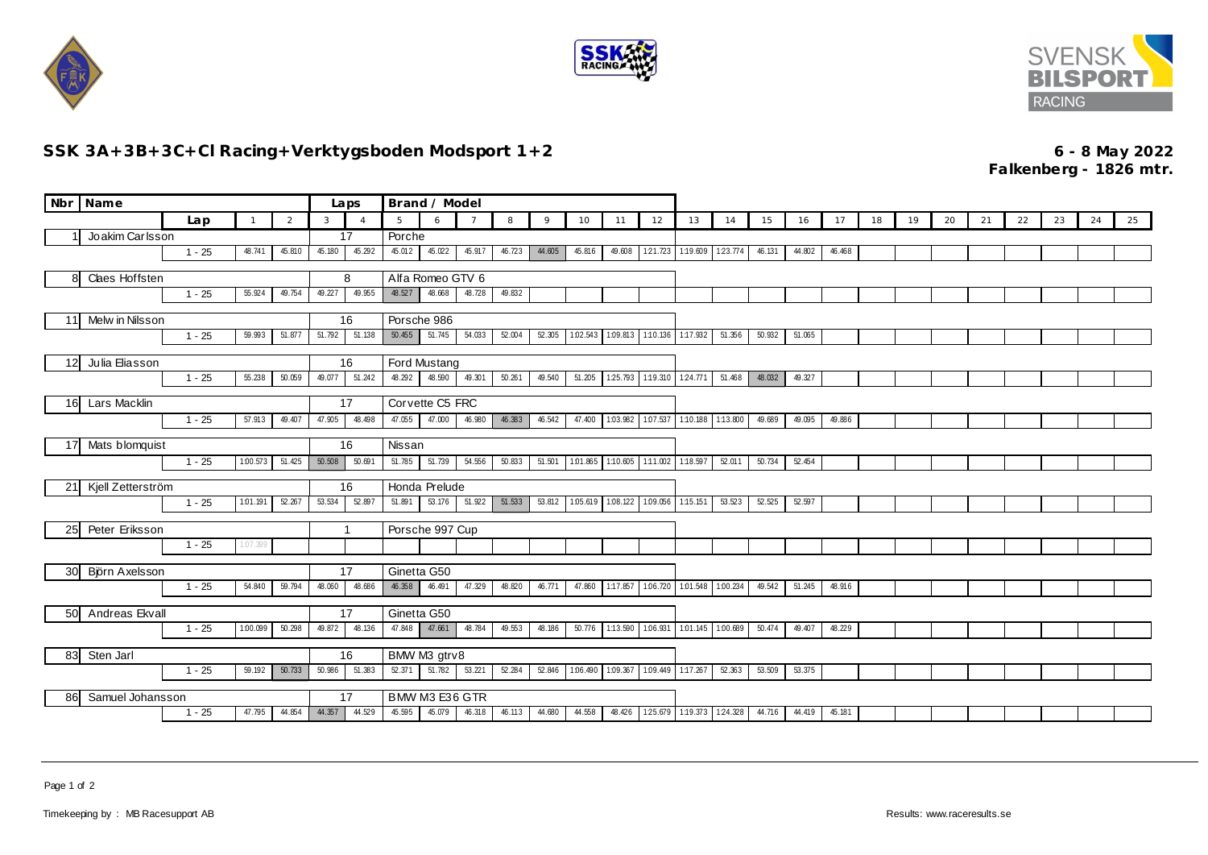# SSK 3A+3B+3C+Cl Racing+Verktygsboden Modsport 1+2

**6 - 8 May 2022**
**Falkenberg - 1826 mtr.**

| Nbr | Name | Lap | 1 | 2 | 3 | 4 | 5 | 6 | 7 | 8 | 9 | 10 | 11 | 12 | 13 | 14 | 15 | 16 | 17 | 18 | 19 | 20 | 21 | 22 | 23 | 24 | 25 |
|---|---|---|---|---|---|---|---|---|---|---|---|---|---|---|---|---|---|---|---|---|---|---|---|---|---|---|---|
| 1 | Joakim Carlsson | Laps: 17 | Porche | | | | | | | | | | | | | | | | | | | | | | | | |
| | | 1 - 25 | 48.741 | 45.810 | 45.180 | 45.292 | 45.012 | 45.022 | 45.917 | 46.723 | 44.605 | 45.816 | 49.608 | 1:21.723 | 1:19.609 | 1:23.774 | 46.131 | 44.802 | 46.468 | | | | | | | | |
| 8 | Claes Hoffsten | Laps: 8 | Alfa Romeo GTV 6 | | | | | | | | | | | | | | | | | | | | | | | | |
| | | 1 - 25 | 55.924 | 49.754 | 49.227 | 49.955 | 48.527 | 48.668 | 48.728 | 49.832 | | | | | | | | | | | | | | | | | |
| 11 | Melwin Nilsson | Laps: 16 | Porsche 986 | | | | | | | | | | | | | | | | | | | | | | | | |
| | | 1 - 25 | 59.993 | 51.877 | 51.792 | 51.138 | 50.455 | 51.745 | 54.033 | 52.004 | 52.305 | 1:02.543 | 1:09.813 | 1:10.136 | 1:17.932 | 51.356 | 50.932 | 51.065 | | | | | | | | | |
| 12 | Julia Eliasson | Laps: 16 | Ford Mustang | | | | | | | | | | | | | | | | | | | | | | | | |
| | | 1 - 25 | 55.238 | 50.059 | 49.077 | 51.242 | 48.292 | 48.590 | 49.301 | 50.261 | 49.540 | 51.205 | 1:25.793 | 1:19.310 | 1:24.771 | 51.468 | 48.032 | 49.327 | | | | | | | | | |
| 16 | Lars Macklin | Laps: 17 | Corvette C5 FRC | | | | | | | | | | | | | | | | | | | | | | | | |
| | | 1 - 25 | 57.913 | 49.407 | 47.905 | 48.498 | 47.055 | 47.000 | 46.980 | 46.383 | 46.542 | 47.400 | 1:03.982 | 1:07.537 | 1:10.188 | 1:13.800 | 49.689 | 49.095 | 49.886 | | | | | | | | |
| 17 | Mats blomquist | Laps: 16 | Nissan | | | | | | | | | | | | | | | | | | | | | | | | |
| | | 1 - 25 | 1:00.573 | 51.425 | 50.508 | 50.691 | 51.785 | 51.739 | 54.556 | 50.833 | 51.501 | 1:01.865 | 1:10.605 | 1:11.002 | 1:18.597 | 52.011 | 50.734 | 52.454 | | | | | | | | | |
| 21 | Kjell Zetterström | Laps: 16 | Honda Prelude | | | | | | | | | | | | | | | | | | | | | | | | |
| | | 1 - 25 | 1:01.191 | 52.267 | 53.534 | 52.897 | 51.891 | 53.176 | 51.922 | 51.533 | 53.812 | 1:05.619 | 1:08.122 | 1:09.056 | 1:15.151 | 53.523 | 52.525 | 52.597 | | | | | | | | | |
| 25 | Peter Eriksson | Laps: 1 | Porsche 997 Cup | | | | | | | | | | | | | | | | | | | | | | | | |
| | | 1 - 25 | 1:07.399 | | | | | | | | | | | | | | | | | | | | | | | | |
| 30 | Björn Axelsson | Laps: 17 | Ginetta G50 | | | | | | | | | | | | | | | | | | | | | | | | |
| | | 1 - 25 | 54.840 | 59.794 | 48.060 | 48.686 | 46.358 | 46.491 | 47.329 | 48.820 | 46.771 | 47.860 | 1:17.857 | 1:06.720 | 1:01.548 | 1:00.234 | 49.542 | 51.245 | 48.916 | | | | | | | | |
| 50 | Andreas Ekvall | Laps: 17 | Ginetta G50 | | | | | | | | | | | | | | | | | | | | | | | | |
| | | 1 - 25 | 1:00.099 | 50.298 | 49.872 | 48.136 | 47.848 | 47.661 | 48.784 | 49.553 | 48.186 | 50.776 | 1:13.590 | 1:06.931 | 1:01.145 | 1:00.689 | 50.474 | 49.407 | 48.229 | | | | | | | | |
| 83 | Sten Jarl | Laps: 16 | BMW M3 gtrv8 | | | | | | | | | | | | | | | | | | | | | | | | |
| | | 1 - 25 | 59.192 | 50.733 | 50.986 | 51.383 | 52.371 | 51.782 | 53.221 | 52.284 | 52.846 | 1:06.490 | 1:09.367 | 1:09.449 | 1:17.267 | 52.363 | 53.509 | 53.375 | | | | | | | | | |
| 86 | Samuel Johansson | Laps: 17 | BMW M3 E36 GTR | | | | | | | | | | | | | | | | | | | | | | | | |
| | | 1 - 25 | 47.795 | 44.854 | 44.357 | 44.529 | 45.595 | 45.079 | 46.318 | 46.113 | 44.680 | 44.558 | 48.426 | 1:25.679 | 1:19.373 | 1:24.328 | 44.716 | 44.419 | 45.181 | | | | | | | | |

Timekeeping by : MB Racesupport AB

Results: www.raceresults.se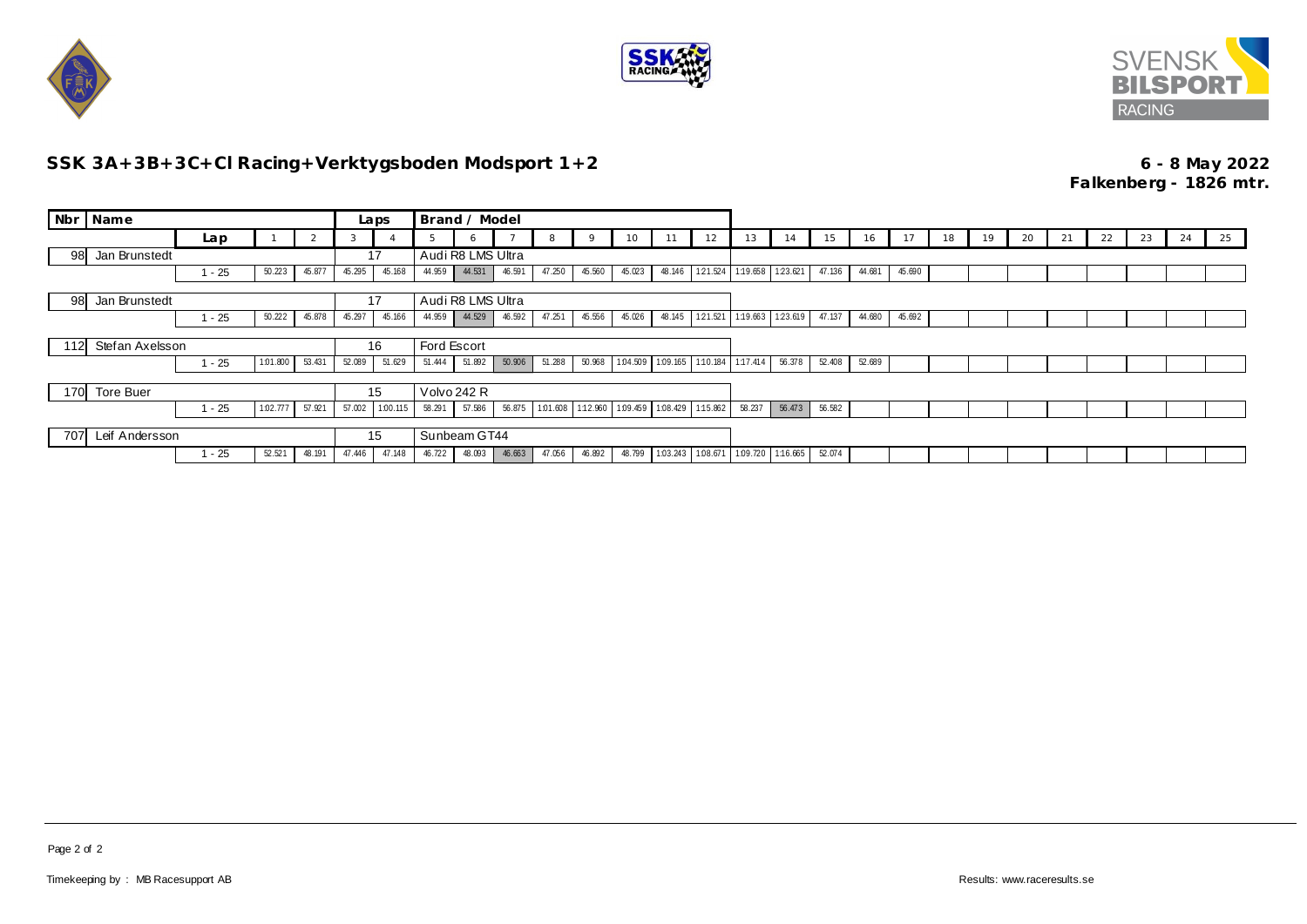## SSK 3A+3B+3C+Cl Racing+Verktygsboden Modsport 1+2

**6 - 8 May 2022**
**Falkenberg - 1826 mtr.**

| Nbr | Name | Lap | 1 | 2 | 3 | 4 | 5 | 6 | 7 | 8 | 9 | 10 | 11 | 12 | 13 | 14 | 15 | 16 | 17 | 18 | 19 | 20 | 21 | 22 | 23 | 24 | 25 |
|---|---|---|---|---|---|---|---|---|---|---|---|---|---|---|---|---|---|---|---|---|---|---|---|---|---|---|---|
| 98 | Jan Brunstedt | | | | Laps: 17 | | Audi R8 LMS Ultra | | | | | | | | | | | | | | | | | | | | |
| | | 1 - 25 | 50.223 | 45.877 | 45.295 | 45.168 | 44.959 | 44.531 | 46.591 | 47.250 | 45.560 | 45.023 | 48.146 | 1:21.524 | 1:19.658 | 1:23.621 | 47.136 | 44.681 | 45.690 | | | | | | | | |
| 98 | Jan Brunstedt | | | | Laps: 17 | | Audi R8 LMS Ultra | | | | | | | | | | | | | | | | | | | | |
| | | 1 - 25 | 50.222 | 45.878 | 45.297 | 45.166 | 44.959 | 44.529 | 46.592 | 47.251 | 45.556 | 45.026 | 48.145 | 1:21.521 | 1:19.663 | 1:23.619 | 47.137 | 44.680 | 45.692 | | | | | | | | |
| 112 | Stefan Axelsson | | | | Laps: 16 | | Ford Escort | | | | | | | | | | | | | | | | | | | | |
| | | 1 - 25 | 1:01.800 | 53.431 | 52.089 | 51.629 | 51.444 | 51.892 | 50.906 | 51.288 | 50.968 | 1:04.509 | 1:09.165 | 1:10.184 | 1:17.414 | 56.378 | 52.408 | 52.689 | | | | | | | | | |
| 170 | Tore Buer | | | | Laps: 15 | | Volvo 242 R | | | | | | | | | | | | | | | | | | | | |
| | | 1 - 25 | 1:02.777 | 57.921 | 57.002 | 1:00.115 | 58.291 | 57.586 | 56.875 | 1:01.608 | 1:12.960 | 1:09.459 | 1:08.429 | 1:15.862 | 58.237 | 56.473 | 56.582 | | | | | | | | | | |
| 707 | Leif Andersson | | | | Laps: 15 | | Sunbeam GT44 | | | | | | | | | | | | | | | | | | | | |
| | | 1 - 25 | 52.521 | 48.191 | 47.446 | 47.148 | 46.722 | 48.093 | 46.663 | 47.056 | 46.892 | 48.799 | 1:03.243 | 1:08.671 | 1:09.720 | 1:16.665 | 52.074 | | | | | | | | | | |

Timekeeping by : MB Racesupport AB

Results: www.raceresults.se